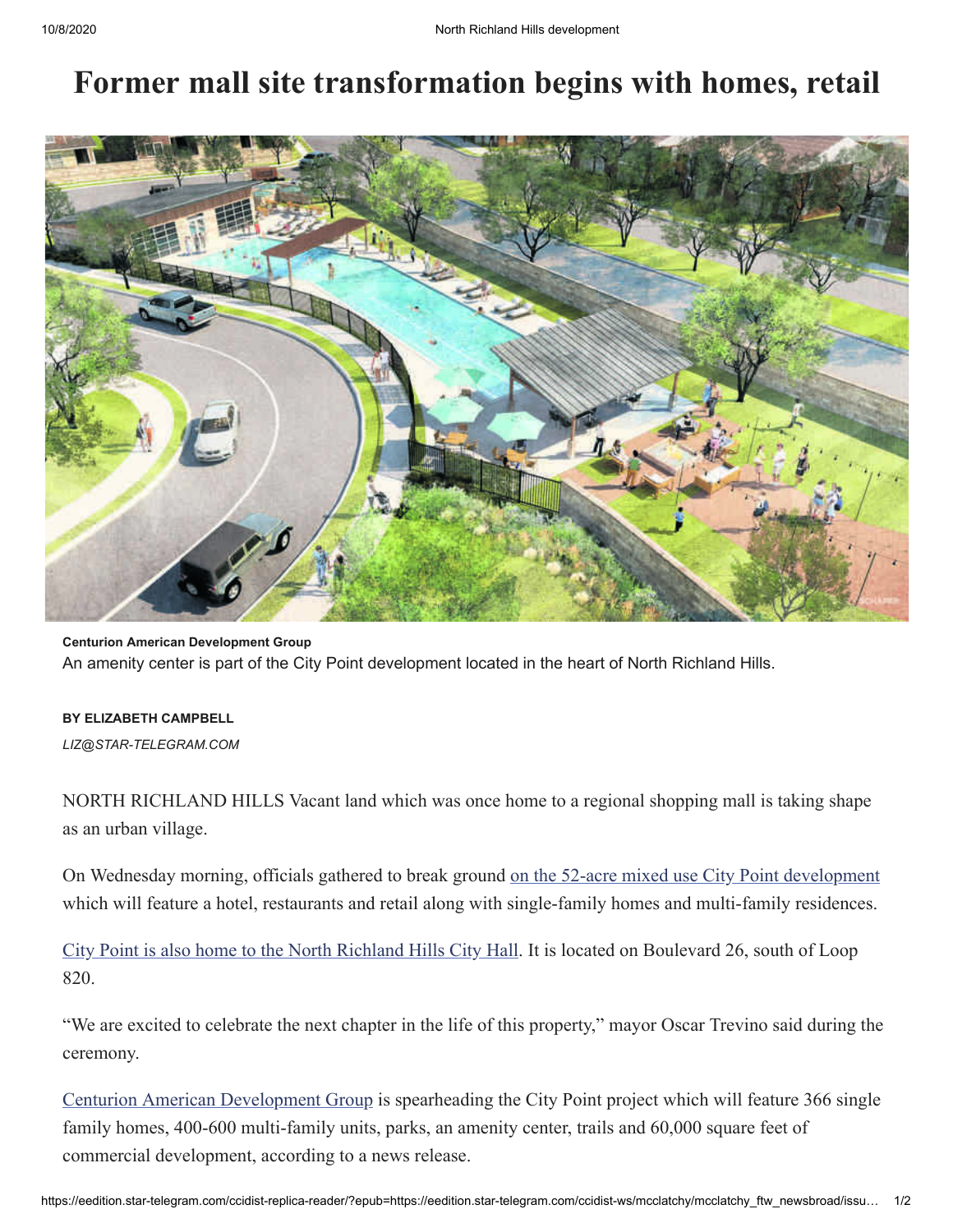# Former mall site transformation begins with homes, retail

**Centurion American Development Group**
An amenity center is part of the City Point development located in the heart of North Richland Hills.

**BY ELIZABETH CAMPBELL**

*LIZ@STAR-TELEGRAM.COM*

NORTH RICHLAND HILLS Vacant land which was once home to a regional shopping mall is taking shape as an urban village.

On Wednesday morning, officials gathered to break ground on the 52-acre mixed use City Point development which will feature a hotel, restaurants and retail along with single-family homes and multi-family residences.

City Point is also home to the North Richland Hills City Hall. It is located on Boulevard 26, south of Loop 820.

"We are excited to celebrate the next chapter in the life of this property," mayor Oscar Trevino said during the ceremony.

Centurion American Development Group is spearheading the City Point project which will feature 366 single family homes, 400-600 multi-family units, parks, an amenity center, trails and 60,000 square feet of commercial development, according to a news release.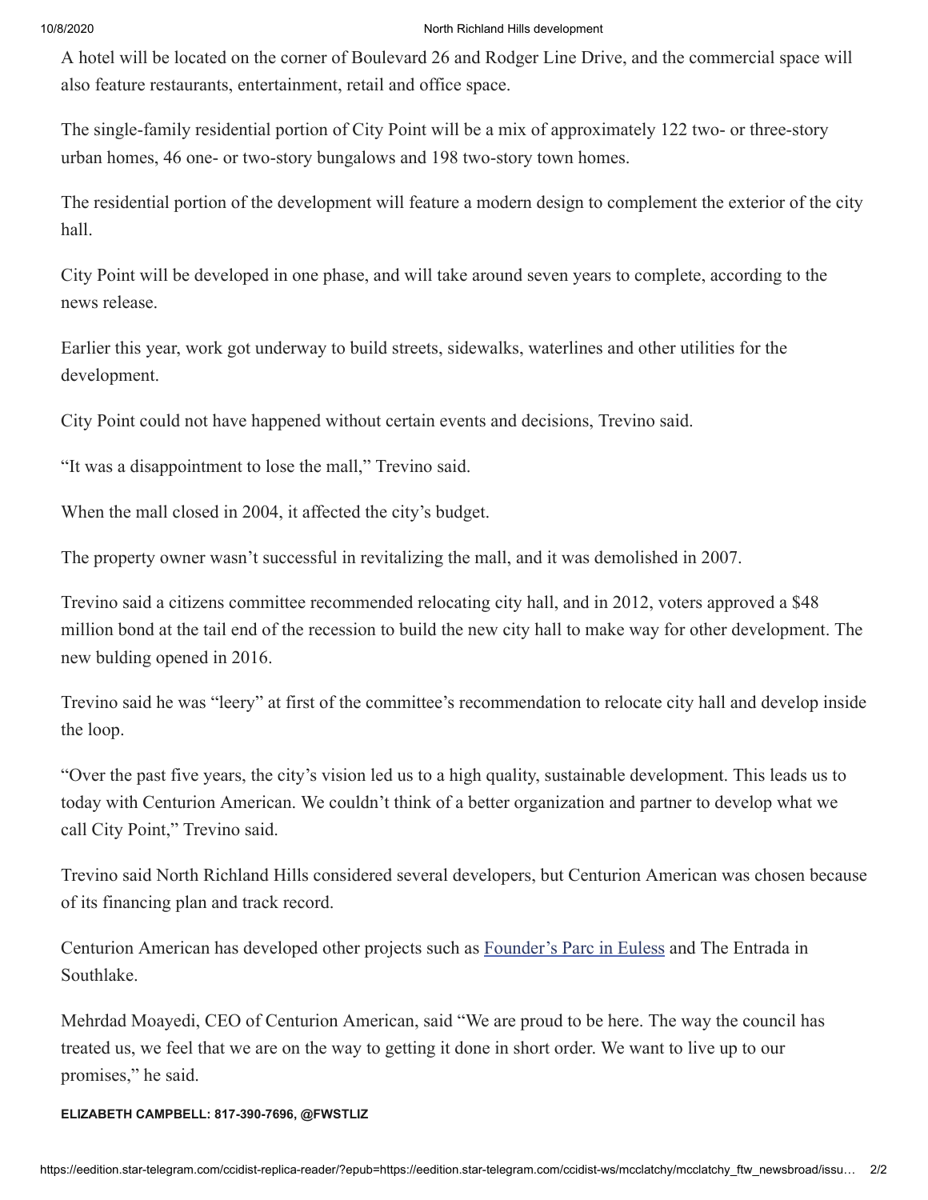A hotel will be located on the corner of Boulevard 26 and Rodger Line Drive, and the commercial space will also feature restaurants, entertainment, retail and office space.

The single-family residential portion of City Point will be a mix of approximately 122 two- or three-story urban homes, 46 one- or two-story bungalows and 198 two-story town homes.

The residential portion of the development will feature a modern design to complement the exterior of the city hall.

City Point will be developed in one phase, and will take around seven years to complete, according to the news release.

Earlier this year, work got underway to build streets, sidewalks, waterlines and other utilities for the development.

City Point could not have happened without certain events and decisions, Trevino said.

"It was a disappointment to lose the mall," Trevino said.

When the mall closed in 2004, it affected the city's budget.

The property owner wasn't successful in revitalizing the mall, and it was demolished in 2007.

Trevino said a citizens committee recommended relocating city hall, and in 2012, voters approved a $48 million bond at the tail end of the recession to build the new city hall to make way for other development. The new bulding opened in 2016.

Trevino said he was "leery" at first of the committee's recommendation to relocate city hall and develop inside the loop.

"Over the past five years, the city's vision led us to a high quality, sustainable development. This leads us to today with Centurion American. We couldn't think of a better organization and partner to develop what we call City Point," Trevino said.

Trevino said North Richland Hills considered several developers, but Centurion American was chosen because of its financing plan and track record.

Centurion American has developed other projects such as Founder's Parc in Euless and The Entrada in Southlake.

Mehrdad Moayedi, CEO of Centurion American, said "We are proud to be here. The way the council has treated us, we feel that we are on the way to getting it done in short order. We want to live up to our promises," he said.

**ELIZABETH CAMPBELL: 817-390-7696, @FWSTLIZ**